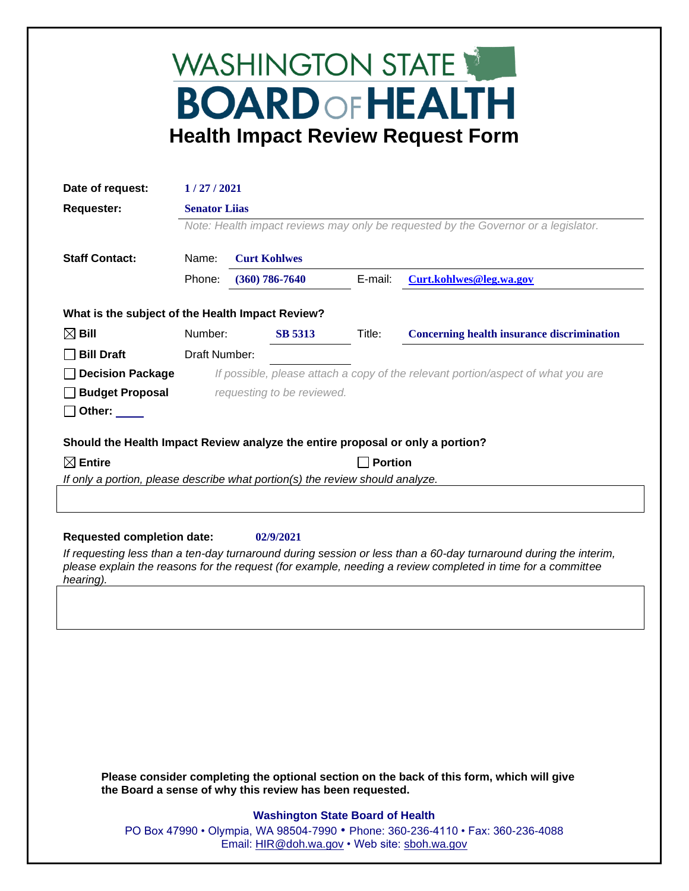# WASHINGTON STATE BOARD OF HEALTH

## Health Impact Review Request Form

**Date of request:** 1 / 27 / 2021

**Requester:** Senator Liias

*Note: Health impact reviews may only be requested by the Governor or a legislator.*

**Staff Contact:**

Name: Curt Kohlwes

Phone: (360) 786-7640 E-mail: Curt.kohlwes@leg.wa.gov

**What is the subject of the Health Impact Review?**

☒ **Bill** Number: SB 5313 Title: Concerning health insurance discrimination

☐ **Bill Draft** Draft Number:

☐ **Decision Package** *If possible, please attach a copy of the relevant portion/aspect of what you are requesting to be reviewed.*

☐ **Budget Proposal**

☐ **Other:** ____

**Should the Health Impact Review analyze the entire proposal or only a portion?**

☒ **Entire** ☐ **Portion**

*If only a portion, please describe what portion(s) the review should analyze.*

**Requested completion date:** 02/9/2021

*If requesting less than a ten-day turnaround during session or less than a 60-day turnaround during the interim, please explain the reasons for the request (for example, needing a review completed in time for a committee hearing).*

**Please consider completing the optional section on the back of this form, which will give the Board a sense of why this review has been requested.**

**Washington State Board of Health**

PO Box 47990 • Olympia, WA 98504-7990 • Phone: 360-236-4110 • Fax: 360-236-4088
Email: HIR@doh.wa.gov • Web site: sboh.wa.gov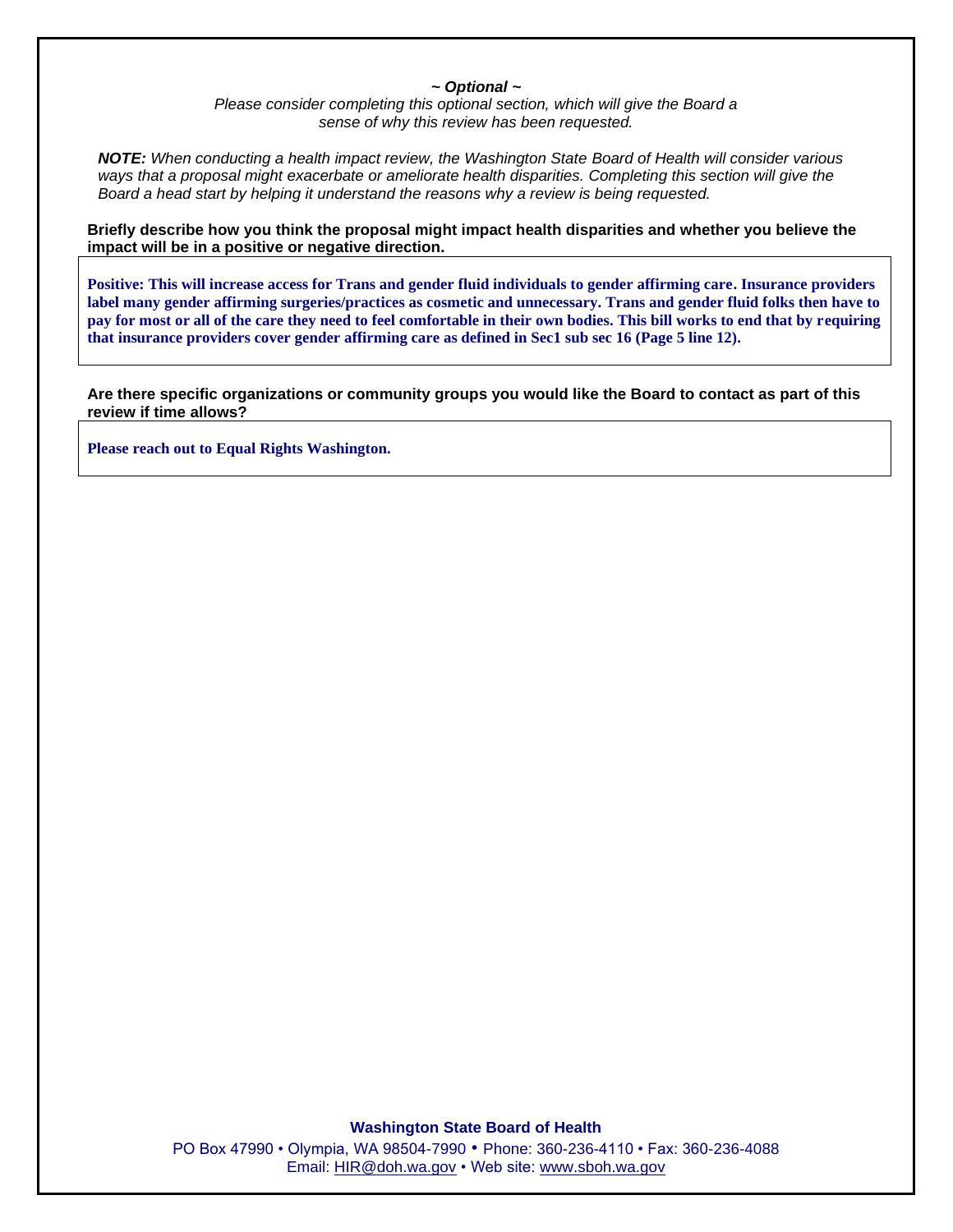***~ Optional ~***

*Please consider completing this optional section, which will give the Board a sense of why this review has been requested.*

***NOTE:*** *When conducting a health impact review, the Washington State Board of Health will consider various ways that a proposal might exacerbate or ameliorate health disparities. Completing this section will give the Board a head start by helping it understand the reasons why a review is being requested.*

**Briefly describe how you think the proposal might impact health disparities and whether you believe the impact will be in a positive or negative direction.**

**Positive: This will increase access for Trans and gender fluid individuals to gender affirming care. Insurance providers label many gender affirming surgeries/practices as cosmetic and unnecessary. Trans and gender fluid folks then have to pay for most or all of the care they need to feel comfortable in their own bodies. This bill works to end that by requiring that insurance providers cover gender affirming care as defined in Sec1 sub sec 16 (Page 5 line 12).**

**Are there specific organizations or community groups you would like the Board to contact as part of this review if time allows?**

**Please reach out to Equal Rights Washington.**

**Washington State Board of Health**

PO Box 47990 • Olympia, WA 98504-7990 • Phone: 360-236-4110 • Fax: 360-236-4088
Email: HIR@doh.wa.gov • Web site: www.sboh.wa.gov